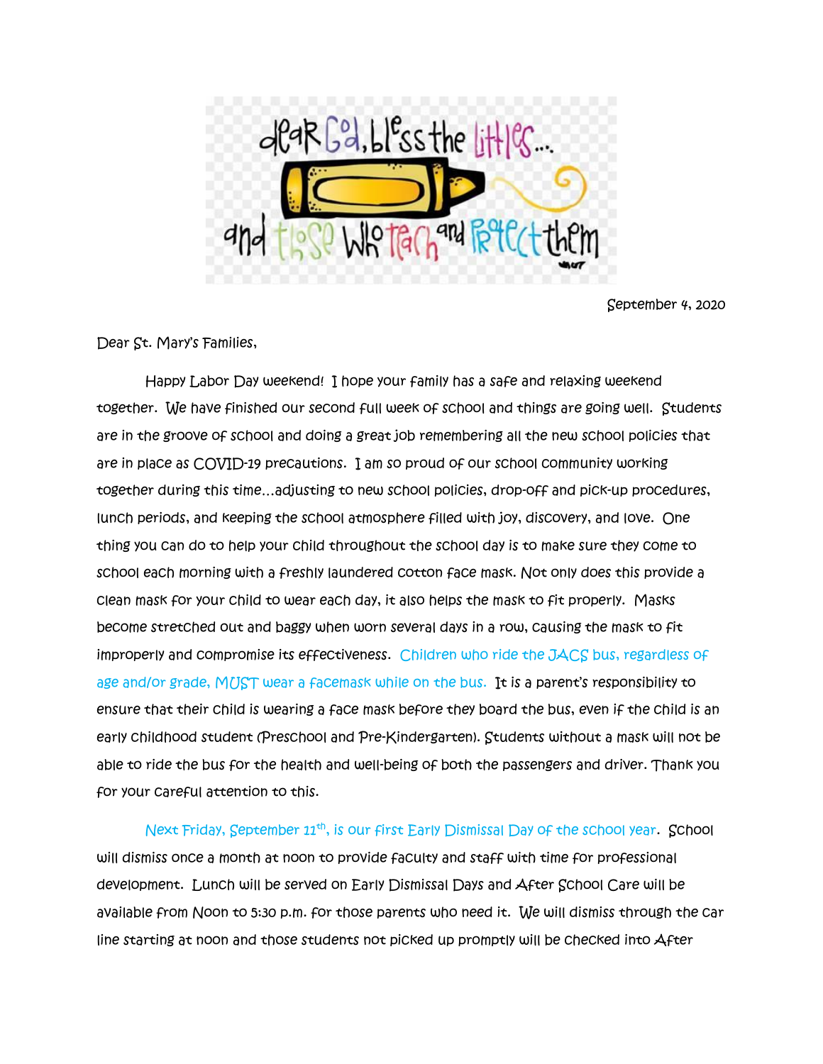dear God, bless the littles... and those who teach and protect them

September 4, 2020

Dear St. Mary's Families,

Happy Labor Day weekend! I hope your family has a safe and relaxing weekend together. We have finished our second full week of school and things are going well. Students are in the groove of school and doing a great job remembering all the new school policies that are in place as COVID-19 precautions. I am so proud of our school community working together during this time...adjusting to new school policies, drop-off and pick-up procedures, lunch periods, and keeping the school atmosphere filled with joy, discovery, and love. One thing you can do to help your child throughout the school day is to make sure they come to school each morning with a freshly laundered cotton face mask. Not only does this provide a clean mask for your child to wear each day, it also helps the mask to fit properly. Masks become stretched out and baggy when worn several days in a row, causing the mask to fit improperly and compromise its effectiveness. Children who ride the JACS bus, regardless of age and/or grade, MUST wear a facemask while on the bus. It is a parent's responsibility to ensure that their child is wearing a face mask before they board the bus, even if the child is an early childhood student (Preschool and Pre-Kindergarten). Students without a mask will not be able to ride the bus for the health and well-being of both the passengers and driver. Thank you for your careful attention to this.

Next Friday, September 11th, is our first Early Dismissal Day of the school year. School will dismiss once a month at noon to provide faculty and staff with time for professional development. Lunch will be served on Early Dismissal Days and After School Care will be available from Noon to 5:30 p.m. for those parents who need it. We will dismiss through the car line starting at noon and those students not picked up promptly will be checked into After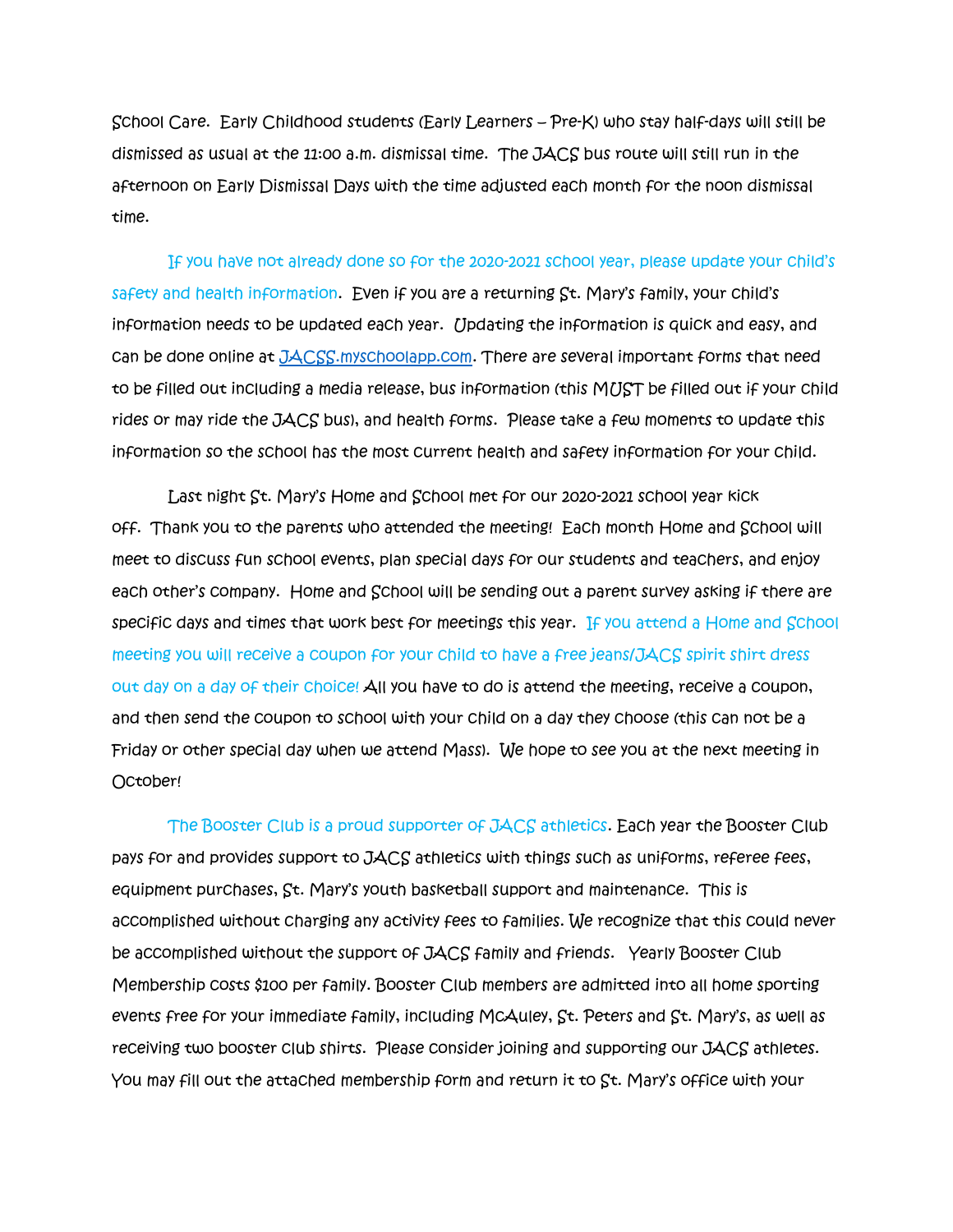School Care. Early Childhood students (Early Learners – Pre-K) who stay half-days will still be dismissed as usual at the 11:00 a.m. dismissal time. The JACS bus route will still run in the afternoon on Early Dismissal Days with the time adjusted each month for the noon dismissal time.

If you have not already done so for the 2020-2021 school year, please update your child's safety and health information. Even if you are a returning St. Mary's family, your child's information needs to be updated each year. Updating the information is quick and easy, and can be done online at [JACSS.myschoolapp.com](JACSS.myschoolapp.com). There are several important forms that need to be filled out including a media release, bus information (this MUST be filled out if your child rides or may ride the JACS bus), and health forms. Please take a few moments to update this information so the school has the most current health and safety information for your child.

Last night St. Mary's Home and School met for our 2020-2021 school year kick off. Thank you to the parents who attended the meeting! Each month Home and School will meet to discuss fun school events, plan special days for our students and teachers, and enjoy each other's company. Home and School will be sending out a parent survey asking if there are specific days and times that work best for meetings this year. If you attend a Home and School meeting you will receive a coupon for your child to have a free jeans/JACS spirit shirt dress out day on a day of their choice! All you have to do is attend the meeting, receive a coupon, and then send the coupon to school with your child on a day they choose (this can not be a Friday or other special day when we attend Mass). We hope to see you at the next meeting in October!

The Booster Club is a proud supporter of JACS athletics. Each year the Booster Club pays for and provides support to JACS athletics with things such as uniforms, referee fees, equipment purchases, St. Mary's youth basketball support and maintenance. This is accomplished without charging any activity fees to families. We recognize that this could never be accomplished without the support of JACS family and friends. Yearly Booster Club Membership costs $100 per family. Booster Club members are admitted into all home sporting events free for your immediate family, including McAuley, St. Peters and St. Mary's, as well as receiving two booster club shirts. Please consider joining and supporting our JACS athletes. You may fill out the attached membership form and return it to St. Mary's office with your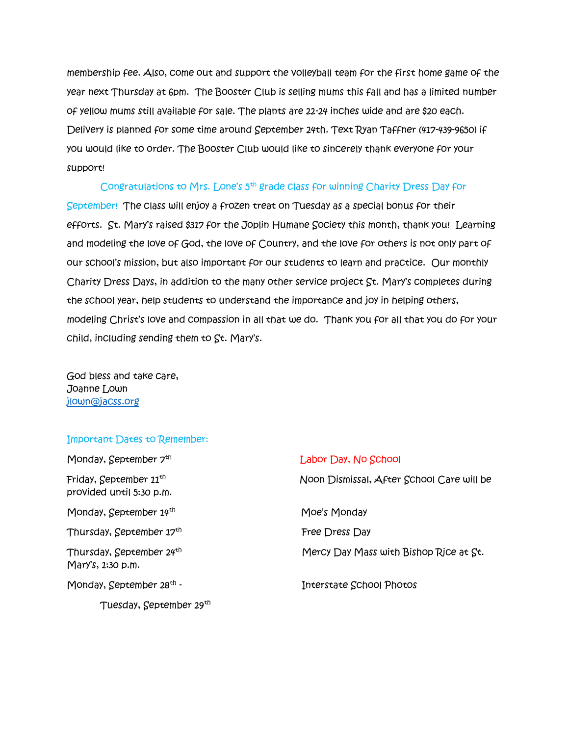membership fee. Also, come out and support the volleyball team for the first home game of the year next Thursday at 6pm. The Booster Club is selling mums this fall and has a limited number of yellow mums still available for sale. The plants are 22-24 inches wide and are $20 each. Delivery is planned for some time around September 24th. Text Ryan Taffner (417-439-9650) if you would like to order. The Booster Club would like to sincerely thank everyone for your support!

Congratulations to Mrs. Lone's 5th grade class for winning Charity Dress Day for September! The class will enjoy a frozen treat on Tuesday as a special bonus for their efforts. St. Mary's raised $317 for the Joplin Humane Society this month, thank you! Learning and modeling the love of God, the love of Country, and the love for others is not only part of our school's mission, but also important for our students to learn and practice. Our monthly Charity Dress Days, in addition to the many other service project St. Mary's completes during the school year, help students to understand the importance and joy in helping others, modeling Christ's love and compassion in all that we do. Thank you for all that you do for your child, including sending them to St. Mary's.

God bless and take care,
Joanne Lown
jlown@jacss.org

Important Dates to Remember:

| | |
|---|---|
| Monday, September 7th | Labor Day, No School |
| Friday, September 11th | Noon Dismissal, After School Care will be provided until 5:30 p.m. |
| Monday, September 14th | Moe's Monday |
| Thursday, September 17th | Free Dress Day |
| Thursday, September 24th | Mercy Day Mass with Bishop Rice at St. Mary's, 1:30 p.m. |
| Monday, September 28th - Tuesday, September 29th | Interstate School Photos |